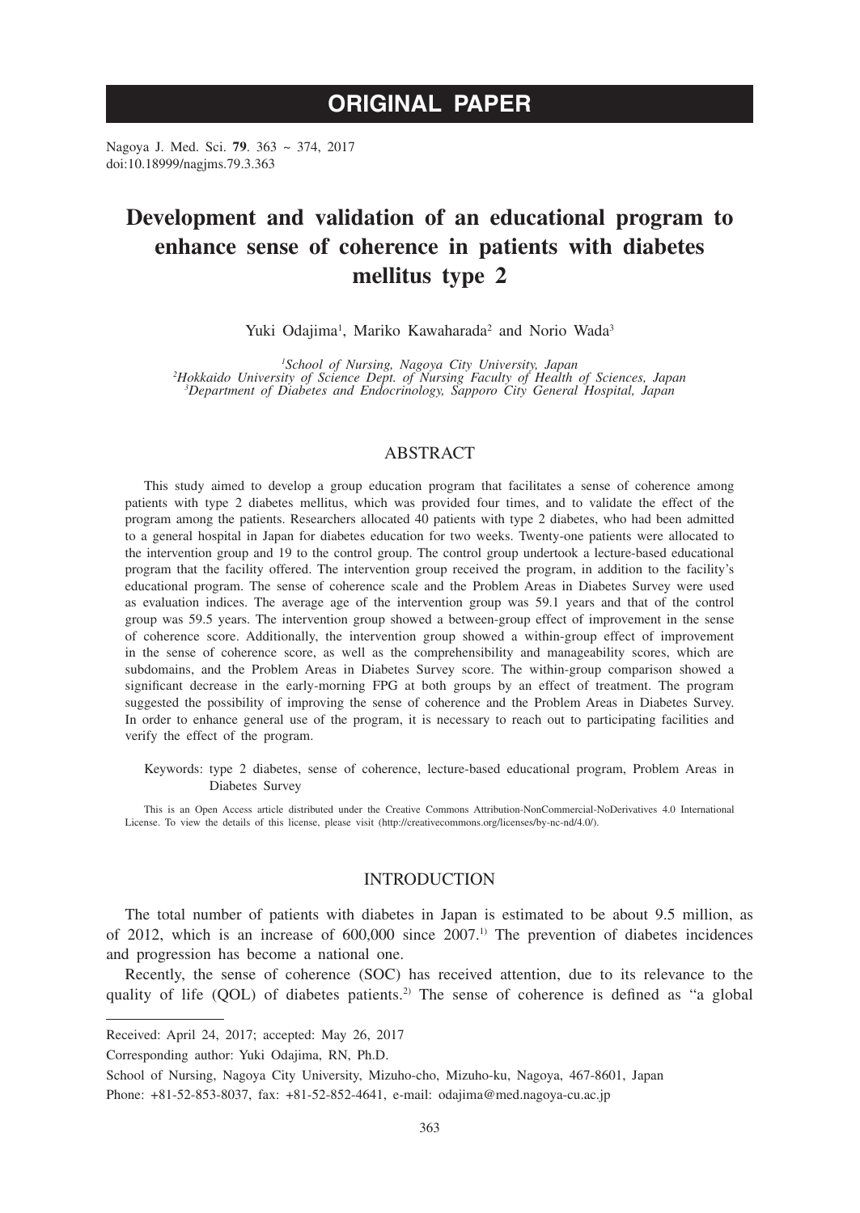# ORIGINAL PAPER

Nagoya J. Med. Sci. **79**. 363 ~ 374, 2017
doi:10.18999/nagjms.79.3.363

# Development and validation of an educational program to enhance sense of coherence in patients with diabetes mellitus type 2

Yuki Odajima[1], Mariko Kawaharada[2] and Norio Wada[3]

*[1]School of Nursing, Nagoya City University, Japan*
*[2]Hokkaido University of Science Dept. of Nursing Faculty of Health of Sciences, Japan*
*[3]Department of Diabetes and Endocrinology, Sapporo City General Hospital, Japan*

## ABSTRACT

This study aimed to develop a group education program that facilitates a sense of coherence among patients with type 2 diabetes mellitus, which was provided four times, and to validate the effect of the program among the patients. Researchers allocated 40 patients with type 2 diabetes, who had been admitted to a general hospital in Japan for diabetes education for two weeks. Twenty-one patients were allocated to the intervention group and 19 to the control group. The control group undertook a lecture-based educational program that the facility offered. The intervention group received the program, in addition to the facility's educational program. The sense of coherence scale and the Problem Areas in Diabetes Survey were used as evaluation indices. The average age of the intervention group was 59.1 years and that of the control group was 59.5 years. The intervention group showed a between-group effect of improvement in the sense of coherence score. Additionally, the intervention group showed a within-group effect of improvement in the sense of coherence score, as well as the comprehensibility and manageability scores, which are subdomains, and the Problem Areas in Diabetes Survey score. The within-group comparison showed a significant decrease in the early-morning FPG at both groups by an effect of treatment. The program suggested the possibility of improving the sense of coherence and the Problem Areas in Diabetes Survey. In order to enhance general use of the program, it is necessary to reach out to participating facilities and verify the effect of the program.

Keywords: type 2 diabetes, sense of coherence, lecture-based educational program, Problem Areas in Diabetes Survey

This is an Open Access article distributed under the Creative Commons Attribution-NonCommercial-NoDerivatives 4.0 International License. To view the details of this license, please visit (http://creativecommons.org/licenses/by-nc-nd/4.0/).

## INTRODUCTION

The total number of patients with diabetes in Japan is estimated to be about 9.5 million, as of 2012, which is an increase of 600,000 since 2007.[1] The prevention of diabetes incidences and progression has become a national one.

Recently, the sense of coherence (SOC) has received attention, due to its relevance to the quality of life (QOL) of diabetes patients.[2] The sense of coherence is defined as "a global

---

Received: April 24, 2017; accepted: May 26, 2017

Corresponding author: Yuki Odajima, RN, Ph.D.

School of Nursing, Nagoya City University, Mizuho-cho, Mizuho-ku, Nagoya, 467-8601, Japan

Phone: +81-52-853-8037, fax: +81-52-852-4641, e-mail: odajima@med.nagoya-cu.ac.jp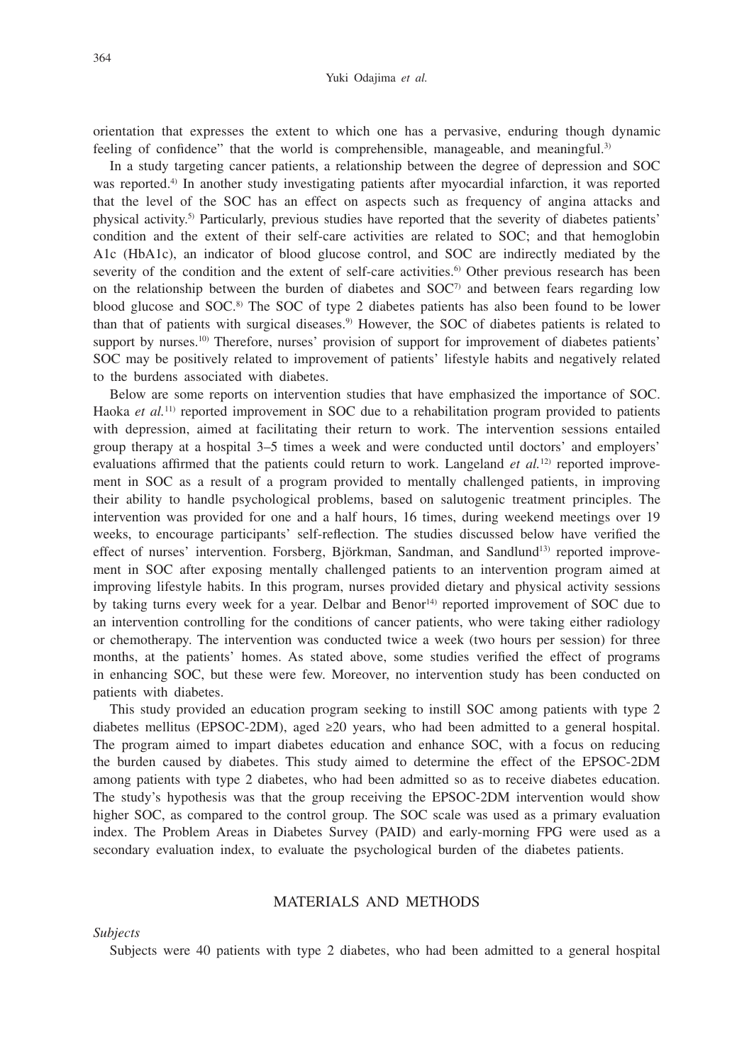orientation that expresses the extent to which one has a pervasive, enduring though dynamic feeling of confidence" that the world is comprehensible, manageable, and meaningful.[3]

In a study targeting cancer patients, a relationship between the degree of depression and SOC was reported.[4] In another study investigating patients after myocardial infarction, it was reported that the level of the SOC has an effect on aspects such as frequency of angina attacks and physical activity.[5] Particularly, previous studies have reported that the severity of diabetes patients' condition and the extent of their self-care activities are related to SOC; and that hemoglobin A1c (HbA1c), an indicator of blood glucose control, and SOC are indirectly mediated by the severity of the condition and the extent of self-care activities.[6] Other previous research has been on the relationship between the burden of diabetes and SOC[7] and between fears regarding low blood glucose and SOC.[8] The SOC of type 2 diabetes patients has also been found to be lower than that of patients with surgical diseases.[9] However, the SOC of diabetes patients is related to support by nurses.[10] Therefore, nurses' provision of support for improvement of diabetes patients' SOC may be positively related to improvement of patients' lifestyle habits and negatively related to the burdens associated with diabetes.

Below are some reports on intervention studies that have emphasized the importance of SOC. Haoka *et al.*[11] reported improvement in SOC due to a rehabilitation program provided to patients with depression, aimed at facilitating their return to work. The intervention sessions entailed group therapy at a hospital 3–5 times a week and were conducted until doctors' and employers' evaluations affirmed that the patients could return to work. Langeland *et al.*[12] reported improvement in SOC as a result of a program provided to mentally challenged patients, in improving their ability to handle psychological problems, based on salutogenic treatment principles. The intervention was provided for one and a half hours, 16 times, during weekend meetings over 19 weeks, to encourage participants' self-reflection. The studies discussed below have verified the effect of nurses' intervention. Forsberg, Björkman, Sandman, and Sandlund[13] reported improvement in SOC after exposing mentally challenged patients to an intervention program aimed at improving lifestyle habits. In this program, nurses provided dietary and physical activity sessions by taking turns every week for a year. Delbar and Benor[14] reported improvement of SOC due to an intervention controlling for the conditions of cancer patients, who were taking either radiology or chemotherapy. The intervention was conducted twice a week (two hours per session) for three months, at the patients' homes. As stated above, some studies verified the effect of programs in enhancing SOC, but these were few. Moreover, no intervention study has been conducted on patients with diabetes.

This study provided an education program seeking to instill SOC among patients with type 2 diabetes mellitus (EPSOC-2DM), aged ≥20 years, who had been admitted to a general hospital. The program aimed to impart diabetes education and enhance SOC, with a focus on reducing the burden caused by diabetes. This study aimed to determine the effect of the EPSOC-2DM among patients with type 2 diabetes, who had been admitted so as to receive diabetes education. The study's hypothesis was that the group receiving the EPSOC-2DM intervention would show higher SOC, as compared to the control group. The SOC scale was used as a primary evaluation index. The Problem Areas in Diabetes Survey (PAID) and early-morning FPG were used as a secondary evaluation index, to evaluate the psychological burden of the diabetes patients.

## MATERIALS AND METHODS

*Subjects*

Subjects were 40 patients with type 2 diabetes, who had been admitted to a general hospital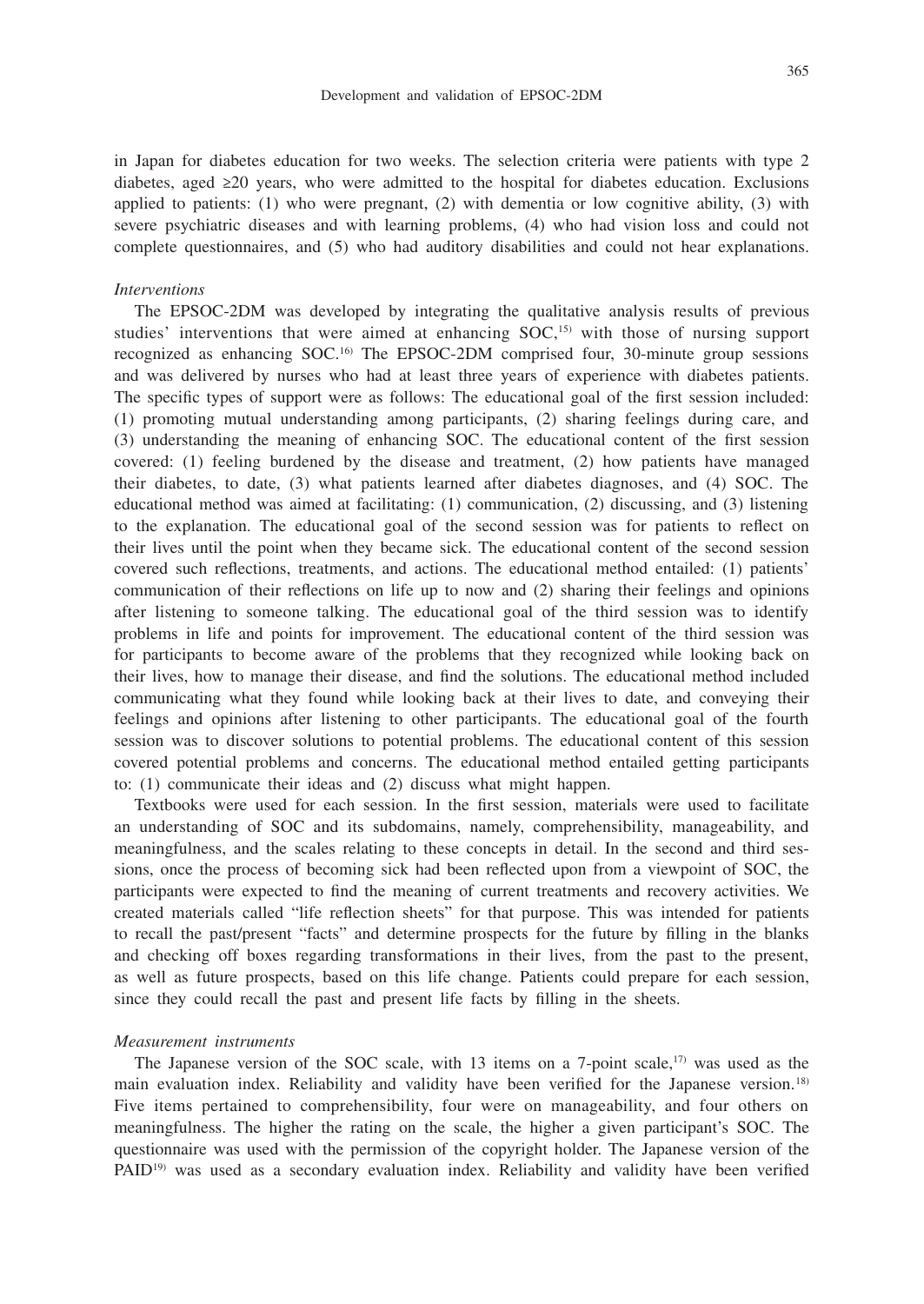in Japan for diabetes education for two weeks. The selection criteria were patients with type 2 diabetes, aged ≥20 years, who were admitted to the hospital for diabetes education. Exclusions applied to patients: (1) who were pregnant, (2) with dementia or low cognitive ability, (3) with severe psychiatric diseases and with learning problems, (4) who had vision loss and could not complete questionnaires, and (5) who had auditory disabilities and could not hear explanations.

*Interventions*

The EPSOC-2DM was developed by integrating the qualitative analysis results of previous studies' interventions that were aimed at enhancing SOC,[15] with those of nursing support recognized as enhancing SOC.[16] The EPSOC-2DM comprised four, 30-minute group sessions and was delivered by nurses who had at least three years of experience with diabetes patients. The specific types of support were as follows: The educational goal of the first session included: (1) promoting mutual understanding among participants, (2) sharing feelings during care, and (3) understanding the meaning of enhancing SOC. The educational content of the first session covered: (1) feeling burdened by the disease and treatment, (2) how patients have managed their diabetes, to date, (3) what patients learned after diabetes diagnoses, and (4) SOC. The educational method was aimed at facilitating: (1) communication, (2) discussing, and (3) listening to the explanation. The educational goal of the second session was for patients to reflect on their lives until the point when they became sick. The educational content of the second session covered such reflections, treatments, and actions. The educational method entailed: (1) patients' communication of their reflections on life up to now and (2) sharing their feelings and opinions after listening to someone talking. The educational goal of the third session was to identify problems in life and points for improvement. The educational content of the third session was for participants to become aware of the problems that they recognized while looking back on their lives, how to manage their disease, and find the solutions. The educational method included communicating what they found while looking back at their lives to date, and conveying their feelings and opinions after listening to other participants. The educational goal of the fourth session was to discover solutions to potential problems. The educational content of this session covered potential problems and concerns. The educational method entailed getting participants to: (1) communicate their ideas and (2) discuss what might happen.

Textbooks were used for each session. In the first session, materials were used to facilitate an understanding of SOC and its subdomains, namely, comprehensibility, manageability, and meaningfulness, and the scales relating to these concepts in detail. In the second and third sessions, once the process of becoming sick had been reflected upon from a viewpoint of SOC, the participants were expected to find the meaning of current treatments and recovery activities. We created materials called "life reflection sheets" for that purpose. This was intended for patients to recall the past/present "facts" and determine prospects for the future by filling in the blanks and checking off boxes regarding transformations in their lives, from the past to the present, as well as future prospects, based on this life change. Patients could prepare for each session, since they could recall the past and present life facts by filling in the sheets.

*Measurement instruments*

The Japanese version of the SOC scale, with 13 items on a 7-point scale,[17] was used as the main evaluation index. Reliability and validity have been verified for the Japanese version.[18] Five items pertained to comprehensibility, four were on manageability, and four others on meaningfulness. The higher the rating on the scale, the higher a given participant's SOC. The questionnaire was used with the permission of the copyright holder. The Japanese version of the PAID[19] was used as a secondary evaluation index. Reliability and validity have been verified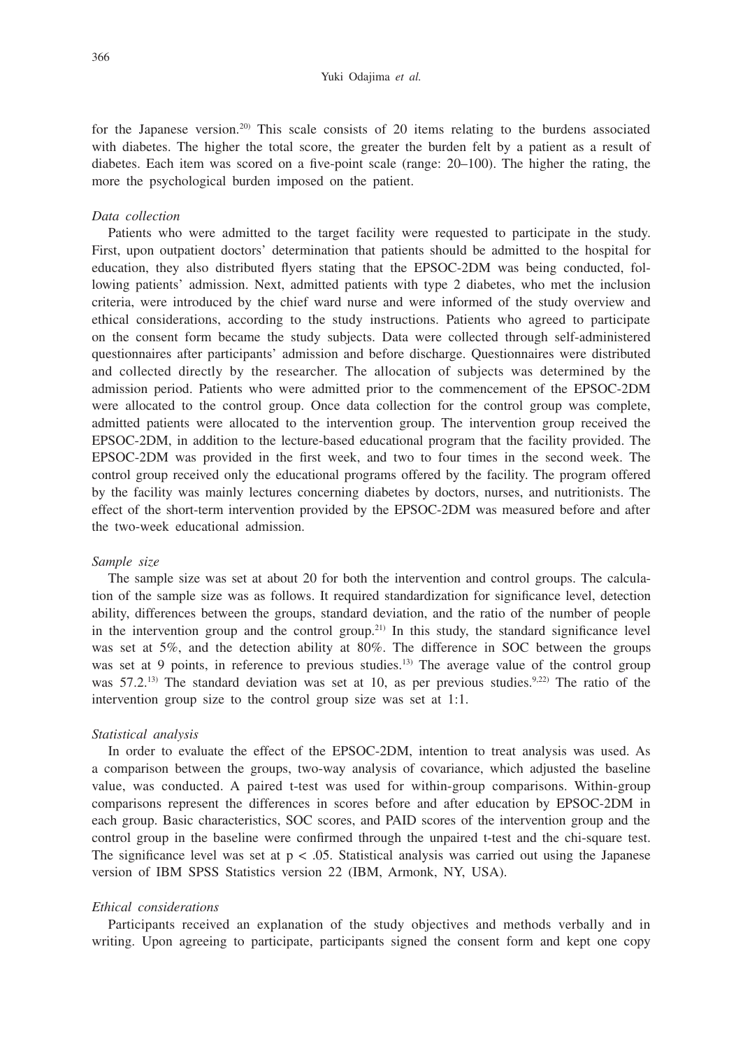for the Japanese version.[20] This scale consists of 20 items relating to the burdens associated with diabetes. The higher the total score, the greater the burden felt by a patient as a result of diabetes. Each item was scored on a five-point scale (range: 20–100). The higher the rating, the more the psychological burden imposed on the patient.

### *Data collection*

Patients who were admitted to the target facility were requested to participate in the study. First, upon outpatient doctors' determination that patients should be admitted to the hospital for education, they also distributed flyers stating that the EPSOC-2DM was being conducted, following patients' admission. Next, admitted patients with type 2 diabetes, who met the inclusion criteria, were introduced by the chief ward nurse and were informed of the study overview and ethical considerations, according to the study instructions. Patients who agreed to participate on the consent form became the study subjects. Data were collected through self-administered questionnaires after participants' admission and before discharge. Questionnaires were distributed and collected directly by the researcher. The allocation of subjects was determined by the admission period. Patients who were admitted prior to the commencement of the EPSOC-2DM were allocated to the control group. Once data collection for the control group was complete, admitted patients were allocated to the intervention group. The intervention group received the EPSOC-2DM, in addition to the lecture-based educational program that the facility provided. The EPSOC-2DM was provided in the first week, and two to four times in the second week. The control group received only the educational programs offered by the facility. The program offered by the facility was mainly lectures concerning diabetes by doctors, nurses, and nutritionists. The effect of the short-term intervention provided by the EPSOC-2DM was measured before and after the two-week educational admission.

### *Sample size*

The sample size was set at about 20 for both the intervention and control groups. The calculation of the sample size was as follows. It required standardization for significance level, detection ability, differences between the groups, standard deviation, and the ratio of the number of people in the intervention group and the control group.[21] In this study, the standard significance level was set at 5%, and the detection ability at 80%. The difference in SOC between the groups was set at 9 points, in reference to previous studies.[13] The average value of the control group was 57.2.[13] The standard deviation was set at 10, as per previous studies.[9,22] The ratio of the intervention group size to the control group size was set at 1:1.

### *Statistical analysis*

In order to evaluate the effect of the EPSOC-2DM, intention to treat analysis was used. As a comparison between the groups, two-way analysis of covariance, which adjusted the baseline value, was conducted. A paired t-test was used for within-group comparisons. Within-group comparisons represent the differences in scores before and after education by EPSOC-2DM in each group. Basic characteristics, SOC scores, and PAID scores of the intervention group and the control group in the baseline were confirmed through the unpaired t-test and the chi-square test. The significance level was set at $p < .05$. Statistical analysis was carried out using the Japanese version of IBM SPSS Statistics version 22 (IBM, Armonk, NY, USA).

### *Ethical considerations*

Participants received an explanation of the study objectives and methods verbally and in writing. Upon agreeing to participate, participants signed the consent form and kept one copy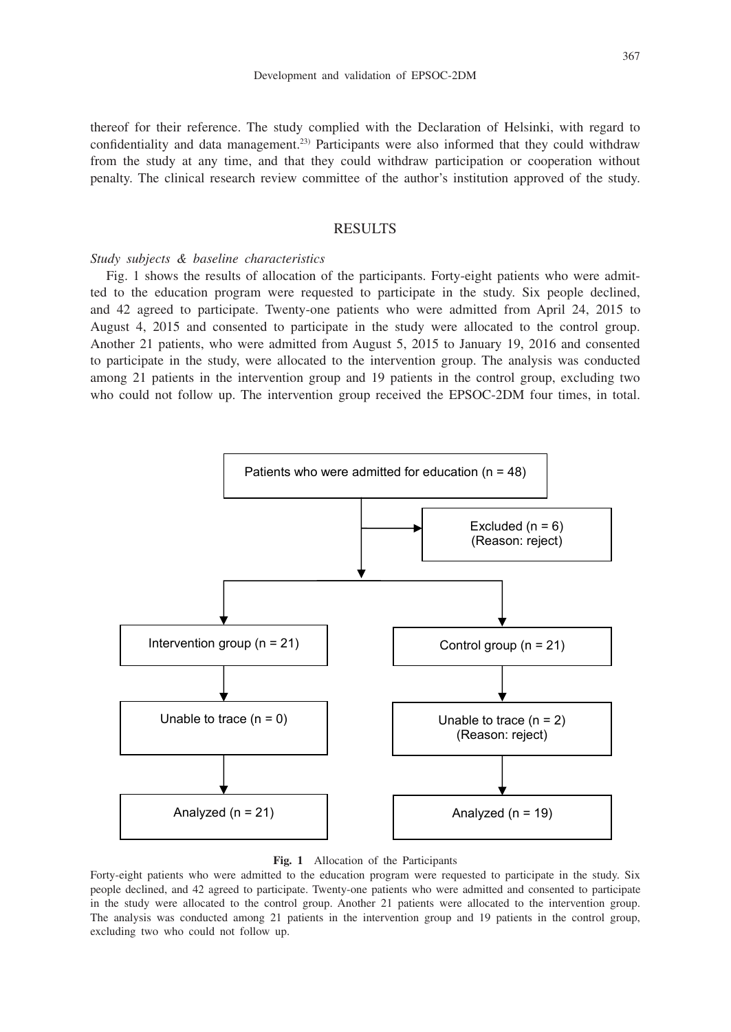thereof for their reference. The study complied with the Declaration of Helsinki, with regard to confidentiality and data management.[23] Participants were also informed that they could withdraw from the study at any time, and that they could withdraw participation or cooperation without penalty. The clinical research review committee of the author's institution approved of the study.

## RESULTS

*Study subjects & baseline characteristics*

Fig. 1 shows the results of allocation of the participants. Forty-eight patients who were admitted to the education program were requested to participate in the study. Six people declined, and 42 agreed to participate. Twenty-one patients who were admitted from April 24, 2015 to August 4, 2015 and consented to participate in the study were allocated to the control group. Another 21 patients, who were admitted from August 5, 2015 to January 19, 2016 and consented to participate in the study, were allocated to the intervention group. The analysis was conducted among 21 patients in the intervention group and 19 patients in the control group, excluding two who could not follow up. The intervention group received the EPSOC-2DM four times, in total.

Patients who were admitted for education (n = 48)

Excluded (n = 6) (Reason: reject)

Intervention group (n = 21) | Control group (n = 21)

Unable to trace (n = 0) | Unable to trace (n = 2) (Reason: reject)

Analyzed (n = 21) | Analyzed (n = 19)

**Fig. 1** Allocation of the Participants

Forty-eight patients who were admitted to the education program were requested to participate in the study. Six people declined, and 42 agreed to participate. Twenty-one patients who were admitted and consented to participate in the study were allocated to the control group. Another 21 patients were allocated to the intervention group. The analysis was conducted among 21 patients in the intervention group and 19 patients in the control group, excluding two who could not follow up.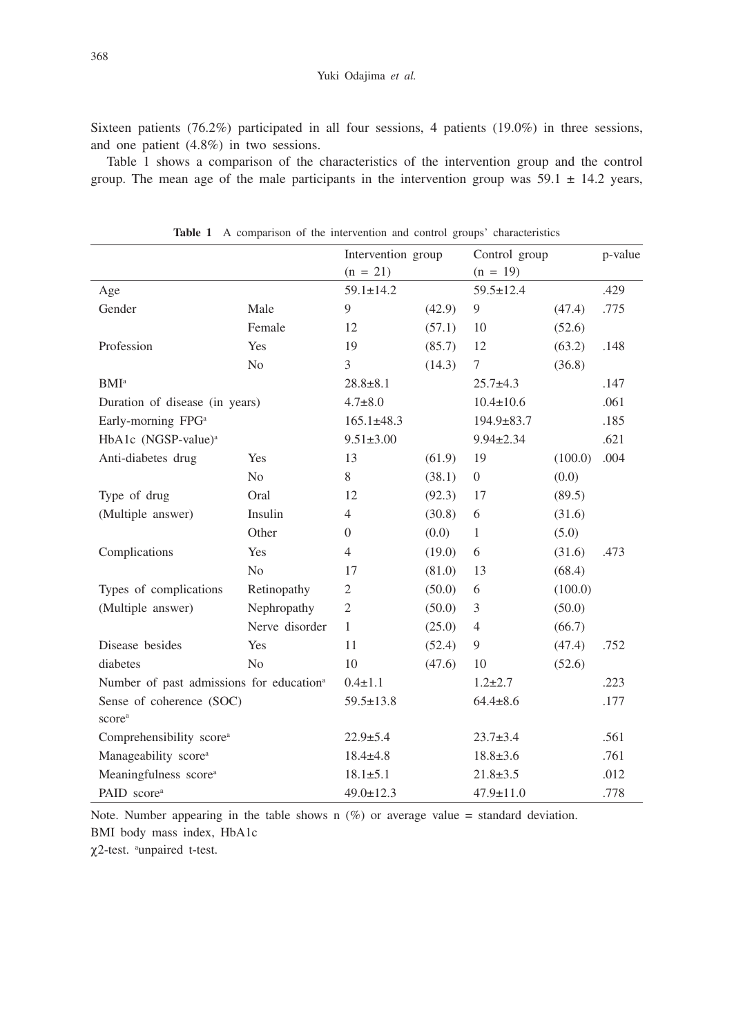Sixteen patients (76.2%) participated in all four sessions, 4 patients (19.0%) in three sessions, and one patient (4.8%) in two sessions.

Table 1 shows a comparison of the characteristics of the intervention group and the control group. The mean age of the male participants in the intervention group was 59.1 ± 14.2 years,

**Table 1** A comparison of the intervention and control groups' characteristics

| | | Intervention group (n = 21) | | Control group (n = 19) | | p-value |
|---|---|---|---|---|---|---|
| Age | | 59.1±14.2 | | 59.5±12.4 | | .429 |
| Gender | Male | 9 | (42.9) | 9 | (47.4) | .775 |
| | Female | 12 | (57.1) | 10 | (52.6) | |
| Profession | Yes | 19 | (85.7) | 12 | (63.2) | .148 |
| | No | 3 | (14.3) | 7 | (36.8) | |
| BMI[a] | | 28.8±8.1 | | 25.7±4.3 | | .147 |
| Duration of disease (in years) | | 4.7±8.0 | | 10.4±10.6 | | .061 |
| Early-morning FPG[a] | | 165.1±48.3 | | 194.9±83.7 | | .185 |
| HbA1c (NGSP-value)[a] | | 9.51±3.00 | | 9.94±2.34 | | .621 |
| Anti-diabetes drug | Yes | 13 | (61.9) | 19 | (100.0) | .004 |
| | No | 8 | (38.1) | 0 | (0.0) | |
| Type of drug | Oral | 12 | (92.3) | 17 | (89.5) | |
| (Multiple answer) | Insulin | 4 | (30.8) | 6 | (31.6) | |
| | Other | 0 | (0.0) | 1 | (5.0) | |
| Complications | Yes | 4 | (19.0) | 6 | (31.6) | .473 |
| | No | 17 | (81.0) | 13 | (68.4) | |
| Types of complications | Retinopathy | 2 | (50.0) | 6 | (100.0) | |
| (Multiple answer) | Nephropathy | 2 | (50.0) | 3 | (50.0) | |
| | Nerve disorder | 1 | (25.0) | 4 | (66.7) | |
| Disease besides | Yes | 11 | (52.4) | 9 | (47.4) | .752 |
| diabetes | No | 10 | (47.6) | 10 | (52.6) | |
| Number of past admissions for education[a] | | 0.4±1.1 | | 1.2±2.7 | | .223 |
| Sense of coherence (SOC) score[a] | | 59.5±13.8 | | 64.4±8.6 | | .177 |
| Comprehensibility score[a] | | 22.9±5.4 | | 23.7±3.4 | | .561 |
| Manageability score[a] | | 18.4±4.8 | | 18.8±3.6 | | .761 |
| Meaningfulness score[a] | | 18.1±5.1 | | 21.8±3.5 | | .012 |
| PAID score[a] | | 49.0±12.3 | | 47.9±11.0 | | .778 |

Note. Number appearing in the table shows n (%) or average value = standard deviation.
BMI body mass index, HbA1c
$\chi^2$-test. [a]unpaired t-test.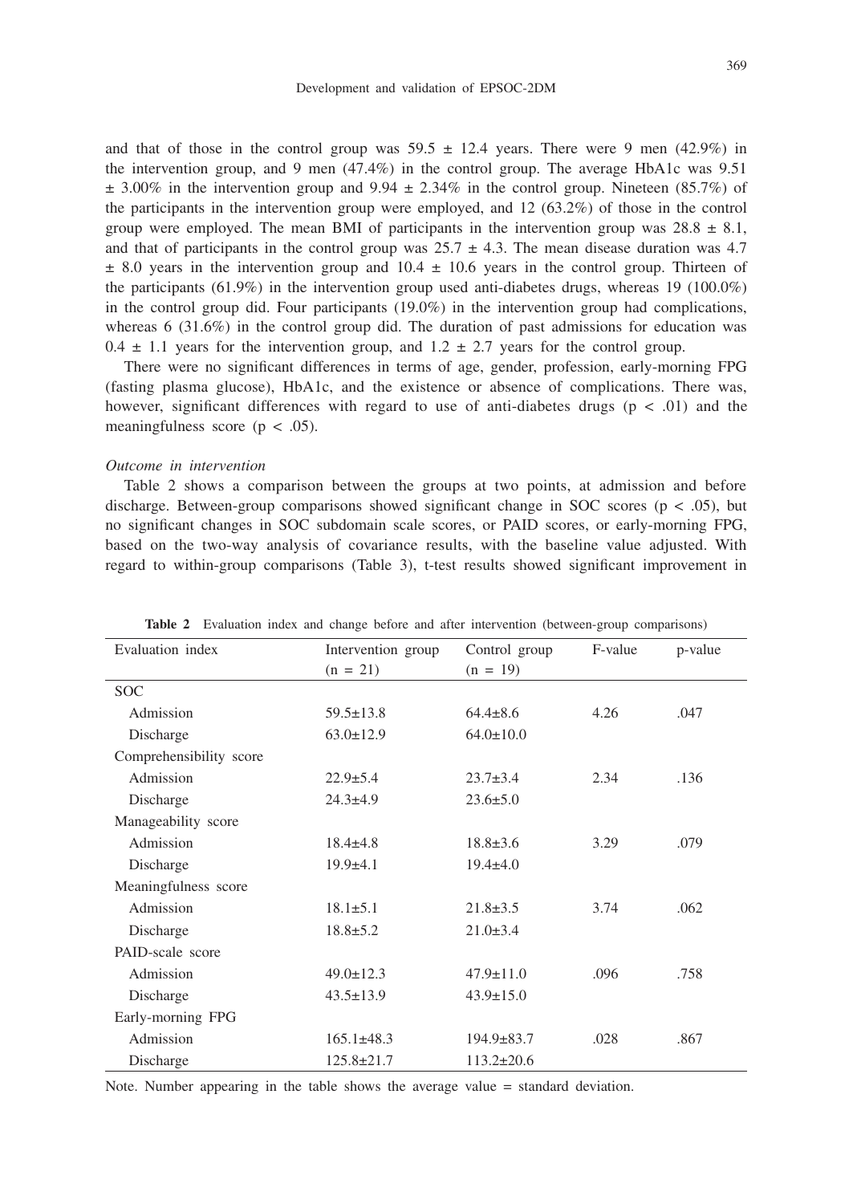and that of those in the control group was 59.5 ± 12.4 years. There were 9 men (42.9%) in the intervention group, and 9 men (47.4%) in the control group. The average HbA1c was 9.51 ± 3.00% in the intervention group and 9.94 ± 2.34% in the control group. Nineteen (85.7%) of the participants in the intervention group were employed, and 12 (63.2%) of those in the control group were employed. The mean BMI of participants in the intervention group was 28.8 ± 8.1, and that of participants in the control group was 25.7 ± 4.3. The mean disease duration was 4.7 ± 8.0 years in the intervention group and 10.4 ± 10.6 years in the control group. Thirteen of the participants (61.9%) in the intervention group used anti-diabetes drugs, whereas 19 (100.0%) in the control group did. Four participants (19.0%) in the intervention group had complications, whereas 6 (31.6%) in the control group did. The duration of past admissions for education was 0.4 ± 1.1 years for the intervention group, and 1.2 ± 2.7 years for the control group.

There were no significant differences in terms of age, gender, profession, early-morning FPG (fasting plasma glucose), HbA1c, and the existence or absence of complications. There was, however, significant differences with regard to use of anti-diabetes drugs ($p < .01$) and the meaningfulness score ($p < .05$).

*Outcome in intervention*

Table 2 shows a comparison between the groups at two points, at admission and before discharge. Between-group comparisons showed significant change in SOC scores ($p < .05$), but no significant changes in SOC subdomain scale scores, or PAID scores, or early-morning FPG, based on the two-way analysis of covariance results, with the baseline value adjusted. With regard to within-group comparisons (Table 3), t-test results showed significant improvement in

**Table 2** Evaluation index and change before and after intervention (between-group comparisons)

| Evaluation index | Intervention group (n = 21) | Control group (n = 19) | F-value | p-value |
|---|---|---|---|---|
| SOC | | | | |
| Admission | 59.5±13.8 | 64.4±8.6 | 4.26 | .047 |
| Discharge | 63.0±12.9 | 64.0±10.0 | | |
| Comprehensibility score | | | | |
| Admission | 22.9±5.4 | 23.7±3.4 | 2.34 | .136 |
| Discharge | 24.3±4.9 | 23.6±5.0 | | |
| Manageability score | | | | |
| Admission | 18.4±4.8 | 18.8±3.6 | 3.29 | .079 |
| Discharge | 19.9±4.1 | 19.4±4.0 | | |
| Meaningfulness score | | | | |
| Admission | 18.1±5.1 | 21.8±3.5 | 3.74 | .062 |
| Discharge | 18.8±5.2 | 21.0±3.4 | | |
| PAID-scale score | | | | |
| Admission | 49.0±12.3 | 47.9±11.0 | .096 | .758 |
| Discharge | 43.5±13.9 | 43.9±15.0 | | |
| Early-morning FPG | | | | |
| Admission | 165.1±48.3 | 194.9±83.7 | .028 | .867 |
| Discharge | 125.8±21.7 | 113.2±20.6 | | |

Note. Number appearing in the table shows the average value = standard deviation.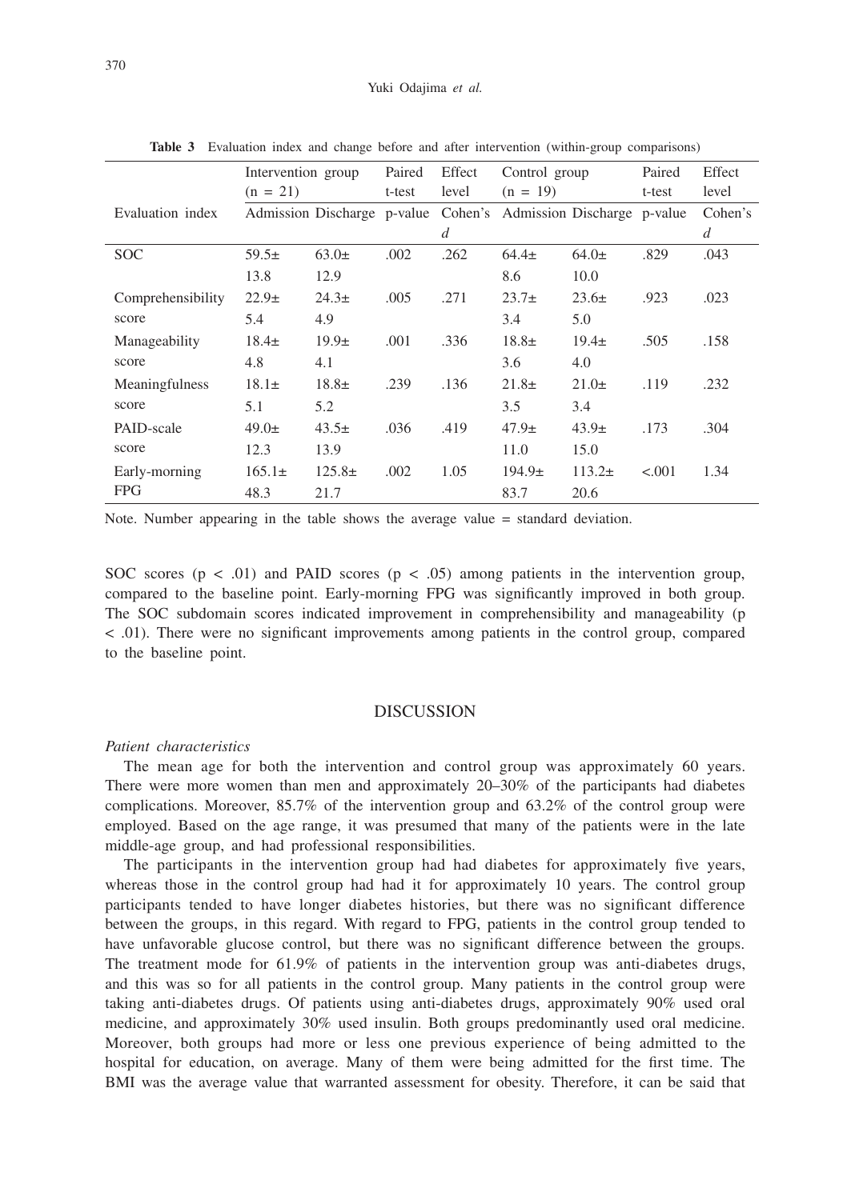**Table 3** Evaluation index and change before and after intervention (within-group comparisons)

| Evaluation index | Intervention group (n = 21) | | Paired t-test | Effect level | Control group (n = 19) | | Paired t-test | Effect level |
|---|---|---|---|---|---|---|---|---|
| | Admission | Discharge | p-value | Cohen's *d* | Admission | Discharge | p-value | Cohen's *d* |
| SOC | 59.5± 13.8 | 63.0± 12.9 | .002 | .262 | 64.4± 8.6 | 64.0± 10.0 | .829 | .043 |
| Comprehensibility score | 22.9± 5.4 | 24.3± 4.9 | .005 | .271 | 23.7± 3.4 | 23.6± 5.0 | .923 | .023 |
| Manageability score | 18.4± 4.8 | 19.9± 4.1 | .001 | .336 | 18.8± 3.6 | 19.4± 4.0 | .505 | .158 |
| Meaningfulness score | 18.1± 5.1 | 18.8± 5.2 | .239 | .136 | 21.8± 3.5 | 21.0± 3.4 | .119 | .232 |
| PAID-scale score | 49.0± 12.3 | 43.5± 13.9 | .036 | .419 | 47.9± 11.0 | 43.9± 15.0 | .173 | .304 |
| Early-morning FPG | 165.1± 48.3 | 125.8± 21.7 | .002 | 1.05 | 194.9± 83.7 | 113.2± 20.6 | <.001 | 1.34 |

Note. Number appearing in the table shows the average value = standard deviation.

SOC scores ($p < .01$) and PAID scores ($p < .05$) among patients in the intervention group, compared to the baseline point. Early-morning FPG was significantly improved in both group. The SOC subdomain scores indicated improvement in comprehensibility and manageability ($p < .01$). There were no significant improvements among patients in the control group, compared to the baseline point.

## DISCUSSION

*Patient characteristics*

The mean age for both the intervention and control group was approximately 60 years. There were more women than men and approximately 20–30% of the participants had diabetes complications. Moreover, 85.7% of the intervention group and 63.2% of the control group were employed. Based on the age range, it was presumed that many of the patients were in the late middle-age group, and had professional responsibilities.

The participants in the intervention group had had diabetes for approximately five years, whereas those in the control group had had it for approximately 10 years. The control group participants tended to have longer diabetes histories, but there was no significant difference between the groups, in this regard. With regard to FPG, patients in the control group tended to have unfavorable glucose control, but there was no significant difference between the groups. The treatment mode for 61.9% of patients in the intervention group was anti-diabetes drugs, and this was so for all patients in the control group. Many patients in the control group were taking anti-diabetes drugs. Of patients using anti-diabetes drugs, approximately 90% used oral medicine, and approximately 30% used insulin. Both groups predominantly used oral medicine. Moreover, both groups had more or less one previous experience of being admitted to the hospital for education, on average. Many of them were being admitted for the first time. The BMI was the average value that warranted assessment for obesity. Therefore, it can be said that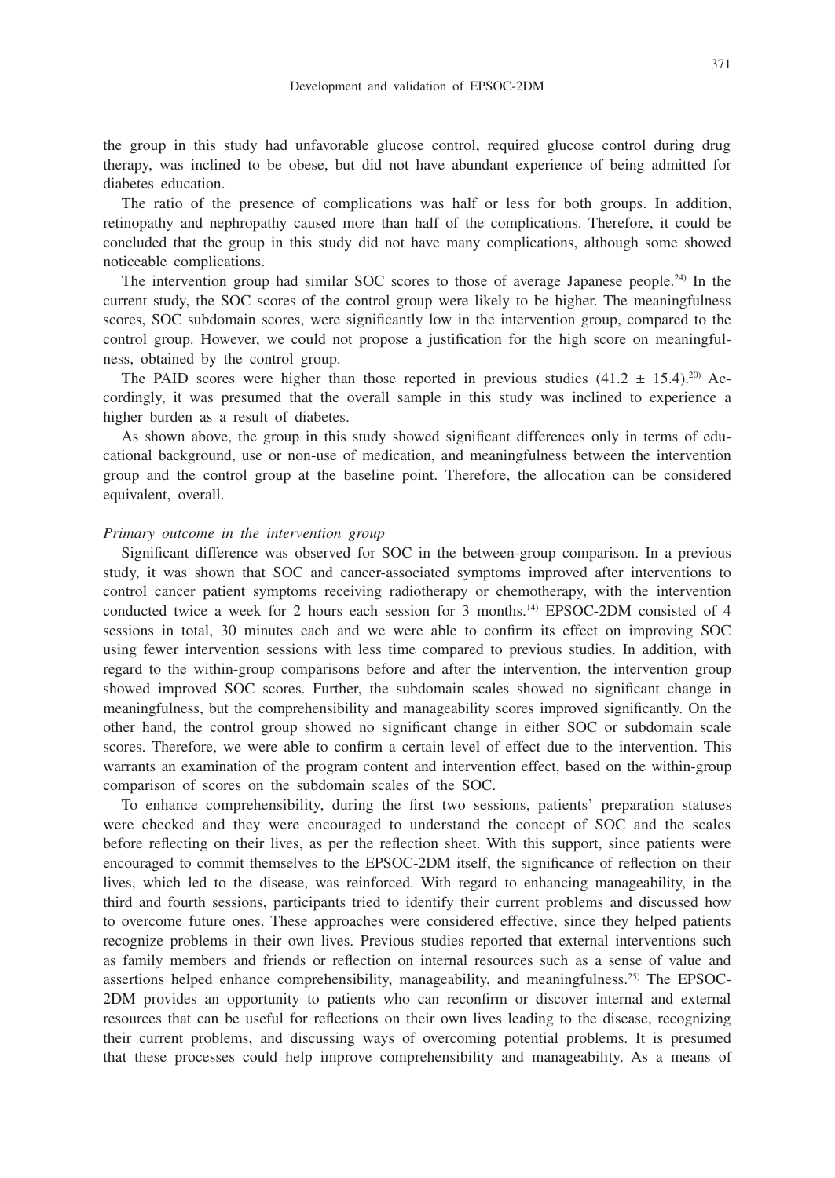the group in this study had unfavorable glucose control, required glucose control during drug therapy, was inclined to be obese, but did not have abundant experience of being admitted for diabetes education.

The ratio of the presence of complications was half or less for both groups. In addition, retinopathy and nephropathy caused more than half of the complications. Therefore, it could be concluded that the group in this study did not have many complications, although some showed noticeable complications.

The intervention group had similar SOC scores to those of average Japanese people.[24] In the current study, the SOC scores of the control group were likely to be higher. The meaningfulness scores, SOC subdomain scores, were significantly low in the intervention group, compared to the control group. However, we could not propose a justification for the high score on meaningfulness, obtained by the control group.

The PAID scores were higher than those reported in previous studies ($41.2 \pm 15.4$).[20] Accordingly, it was presumed that the overall sample in this study was inclined to experience a higher burden as a result of diabetes.

As shown above, the group in this study showed significant differences only in terms of educational background, use or non-use of medication, and meaningfulness between the intervention group and the control group at the baseline point. Therefore, the allocation can be considered equivalent, overall.

*Primary outcome in the intervention group*

Significant difference was observed for SOC in the between-group comparison. In a previous study, it was shown that SOC and cancer-associated symptoms improved after interventions to control cancer patient symptoms receiving radiotherapy or chemotherapy, with the intervention conducted twice a week for 2 hours each session for 3 months.[14] EPSOC-2DM consisted of 4 sessions in total, 30 minutes each and we were able to confirm its effect on improving SOC using fewer intervention sessions with less time compared to previous studies. In addition, with regard to the within-group comparisons before and after the intervention, the intervention group showed improved SOC scores. Further, the subdomain scales showed no significant change in meaningfulness, but the comprehensibility and manageability scores improved significantly. On the other hand, the control group showed no significant change in either SOC or subdomain scale scores. Therefore, we were able to confirm a certain level of effect due to the intervention. This warrants an examination of the program content and intervention effect, based on the within-group comparison of scores on the subdomain scales of the SOC.

To enhance comprehensibility, during the first two sessions, patients' preparation statuses were checked and they were encouraged to understand the concept of SOC and the scales before reflecting on their lives, as per the reflection sheet. With this support, since patients were encouraged to commit themselves to the EPSOC-2DM itself, the significance of reflection on their lives, which led to the disease, was reinforced. With regard to enhancing manageability, in the third and fourth sessions, participants tried to identify their current problems and discussed how to overcome future ones. These approaches were considered effective, since they helped patients recognize problems in their own lives. Previous studies reported that external interventions such as family members and friends or reflection on internal resources such as a sense of value and assertions helped enhance comprehensibility, manageability, and meaningfulness.[25] The EPSOC-2DM provides an opportunity to patients who can reconfirm or discover internal and external resources that can be useful for reflections on their own lives leading to the disease, recognizing their current problems, and discussing ways of overcoming potential problems. It is presumed that these processes could help improve comprehensibility and manageability. As a means of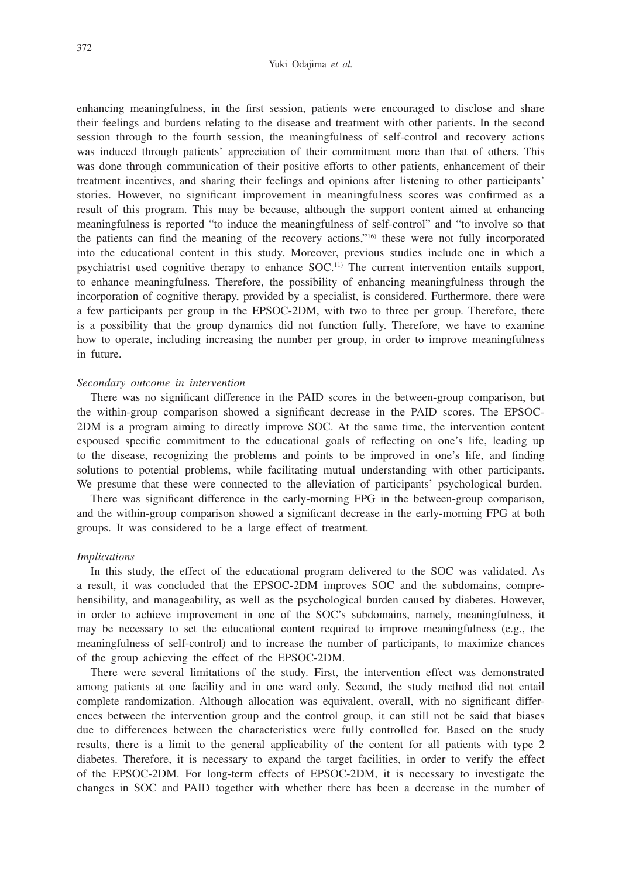enhancing meaningfulness, in the first session, patients were encouraged to disclose and share their feelings and burdens relating to the disease and treatment with other patients. In the second session through to the fourth session, the meaningfulness of self-control and recovery actions was induced through patients' appreciation of their commitment more than that of others. This was done through communication of their positive efforts to other patients, enhancement of their treatment incentives, and sharing their feelings and opinions after listening to other participants' stories. However, no significant improvement in meaningfulness scores was confirmed as a result of this program. This may be because, although the support content aimed at enhancing meaningfulness is reported "to induce the meaningfulness of self-control" and "to involve so that the patients can find the meaning of the recovery actions,"[16] these were not fully incorporated into the educational content in this study. Moreover, previous studies include one in which a psychiatrist used cognitive therapy to enhance SOC.[11] The current intervention entails support, to enhance meaningfulness. Therefore, the possibility of enhancing meaningfulness through the incorporation of cognitive therapy, provided by a specialist, is considered. Furthermore, there were a few participants per group in the EPSOC-2DM, with two to three per group. Therefore, there is a possibility that the group dynamics did not function fully. Therefore, we have to examine how to operate, including increasing the number per group, in order to improve meaningfulness in future.

*Secondary outcome in intervention*

There was no significant difference in the PAID scores in the between-group comparison, but the within-group comparison showed a significant decrease in the PAID scores. The EPSOC-2DM is a program aiming to directly improve SOC. At the same time, the intervention content espoused specific commitment to the educational goals of reflecting on one's life, leading up to the disease, recognizing the problems and points to be improved in one's life, and finding solutions to potential problems, while facilitating mutual understanding with other participants. We presume that these were connected to the alleviation of participants' psychological burden.

There was significant difference in the early-morning FPG in the between-group comparison, and the within-group comparison showed a significant decrease in the early-morning FPG at both groups. It was considered to be a large effect of treatment.

*Implications*

In this study, the effect of the educational program delivered to the SOC was validated. As a result, it was concluded that the EPSOC-2DM improves SOC and the subdomains, comprehensibility, and manageability, as well as the psychological burden caused by diabetes. However, in order to achieve improvement in one of the SOC's subdomains, namely, meaningfulness, it may be necessary to set the educational content required to improve meaningfulness (e.g., the meaningfulness of self-control) and to increase the number of participants, to maximize chances of the group achieving the effect of the EPSOC-2DM.

There were several limitations of the study. First, the intervention effect was demonstrated among patients at one facility and in one ward only. Second, the study method did not entail complete randomization. Although allocation was equivalent, overall, with no significant differences between the intervention group and the control group, it can still not be said that biases due to differences between the characteristics were fully controlled for. Based on the study results, there is a limit to the general applicability of the content for all patients with type 2 diabetes. Therefore, it is necessary to expand the target facilities, in order to verify the effect of the EPSOC-2DM. For long-term effects of EPSOC-2DM, it is necessary to investigate the changes in SOC and PAID together with whether there has been a decrease in the number of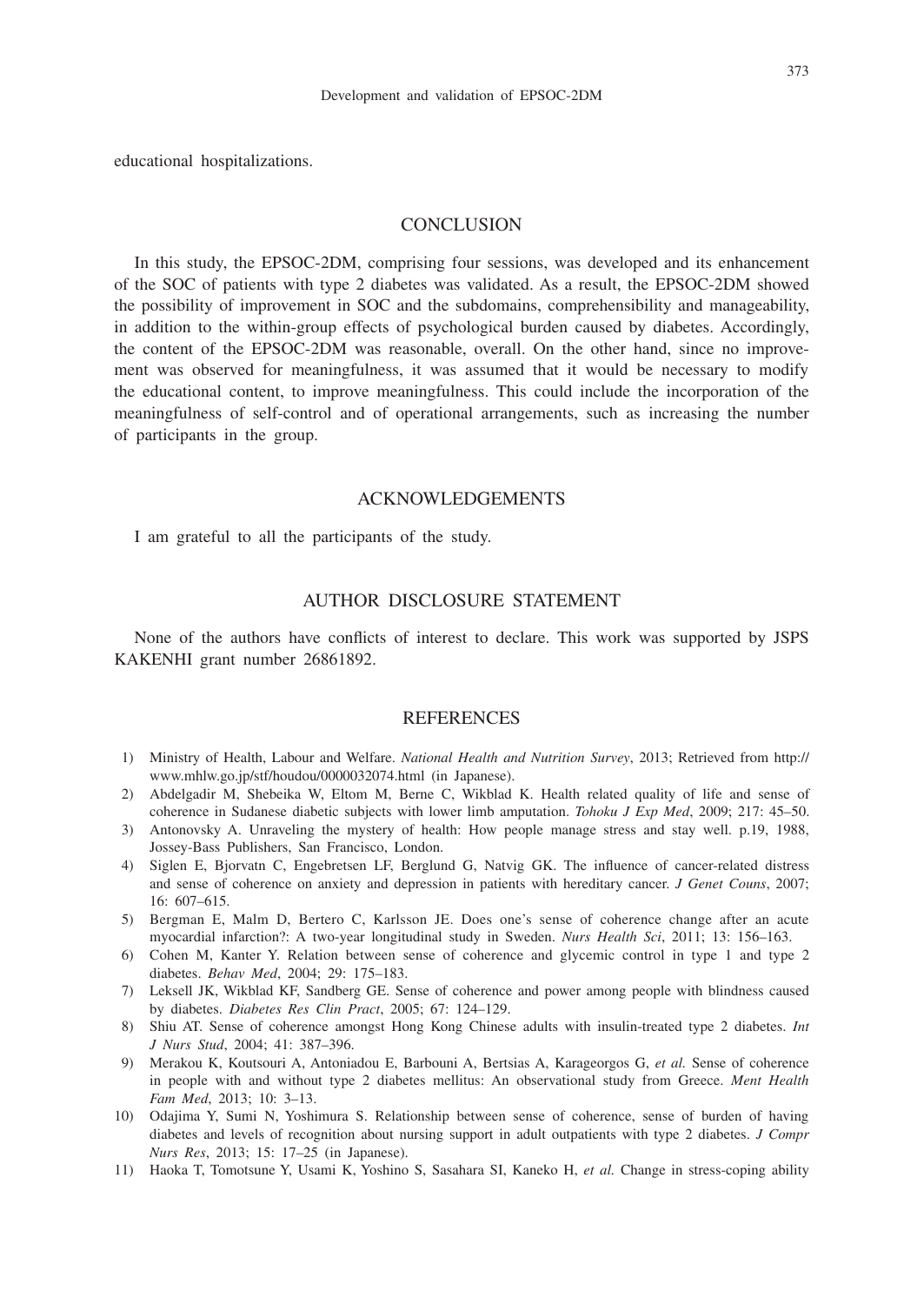educational hospitalizations.

## CONCLUSION

In this study, the EPSOC-2DM, comprising four sessions, was developed and its enhancement of the SOC of patients with type 2 diabetes was validated. As a result, the EPSOC-2DM showed the possibility of improvement in SOC and the subdomains, comprehensibility and manageability, in addition to the within-group effects of psychological burden caused by diabetes. Accordingly, the content of the EPSOC-2DM was reasonable, overall. On the other hand, since no improvement was observed for meaningfulness, it was assumed that it would be necessary to modify the educational content, to improve meaningfulness. This could include the incorporation of the meaningfulness of self-control and of operational arrangements, such as increasing the number of participants in the group.

## ACKNOWLEDGEMENTS

I am grateful to all the participants of the study.

## AUTHOR DISCLOSURE STATEMENT

None of the authors have conflicts of interest to declare. This work was supported by JSPS KAKENHI grant number 26861892.

## REFERENCES

1) Ministry of Health, Labour and Welfare. *National Health and Nutrition Survey*, 2013; Retrieved from http://www.mhlw.go.jp/stf/houdou/0000032074.html (in Japanese).
2) Abdelgadir M, Shebeika W, Eltom M, Berne C, Wikblad K. Health related quality of life and sense of coherence in Sudanese diabetic subjects with lower limb amputation. *Tohoku J Exp Med*, 2009; 217: 45–50.
3) Antonovsky A. Unraveling the mystery of health: How people manage stress and stay well. p.19, 1988, Jossey-Bass Publishers, San Francisco, London.
4) Siglen E, Bjorvatn C, Engebretsen LF, Berglund G, Natvig GK. The influence of cancer-related distress and sense of coherence on anxiety and depression in patients with hereditary cancer. *J Genet Couns*, 2007; 16: 607–615.
5) Bergman E, Malm D, Bertero C, Karlsson JE. Does one's sense of coherence change after an acute myocardial infarction?: A two-year longitudinal study in Sweden. *Nurs Health Sci*, 2011; 13: 156–163.
6) Cohen M, Kanter Y. Relation between sense of coherence and glycemic control in type 1 and type 2 diabetes. *Behav Med*, 2004; 29: 175–183.
7) Leksell JK, Wikblad KF, Sandberg GE. Sense of coherence and power among people with blindness caused by diabetes. *Diabetes Res Clin Pract*, 2005; 67: 124–129.
8) Shiu AT. Sense of coherence amongst Hong Kong Chinese adults with insulin-treated type 2 diabetes. *Int J Nurs Stud*, 2004; 41: 387–396.
9) Merakou K, Koutsouri A, Antoniadou E, Barbouni A, Bertsias A, Karageorgos G, *et al.* Sense of coherence in people with and without type 2 diabetes mellitus: An observational study from Greece. *Ment Health Fam Med*, 2013; 10: 3–13.
10) Odajima Y, Sumi N, Yoshimura S. Relationship between sense of coherence, sense of burden of having diabetes and levels of recognition about nursing support in adult outpatients with type 2 diabetes. *J Compr Nurs Res*, 2013; 15: 17–25 (in Japanese).
11) Haoka T, Tomotsune Y, Usami K, Yoshino S, Sasahara SI, Kaneko H, *et al.* Change in stress-coping ability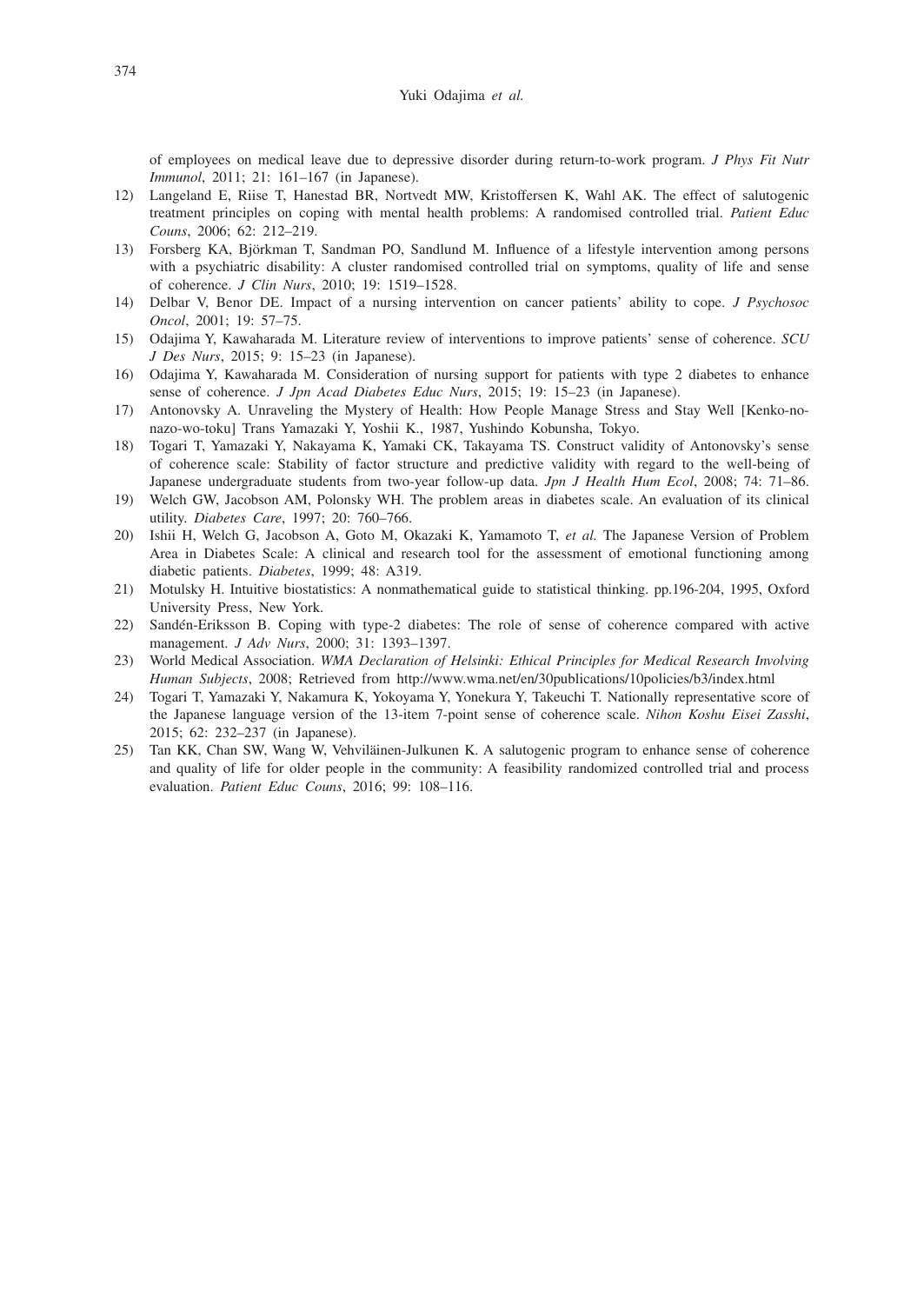of employees on medical leave due to depressive disorder during return-to-work program. *J Phys Fit Nutr Immunol*, 2011; 21: 161–167 (in Japanese).

12) Langeland E, Riise T, Hanestad BR, Nortvedt MW, Kristoffersen K, Wahl AK. The effect of salutogenic treatment principles on coping with mental health problems: A randomised controlled trial. *Patient Educ Couns*, 2006; 62: 212–219.
13) Forsberg KA, Björkman T, Sandman PO, Sandlund M. Influence of a lifestyle intervention among persons with a psychiatric disability: A cluster randomised controlled trial on symptoms, quality of life and sense of coherence. *J Clin Nurs*, 2010; 19: 1519–1528.
14) Delbar V, Benor DE. Impact of a nursing intervention on cancer patients' ability to cope. *J Psychosoc Oncol*, 2001; 19: 57–75.
15) Odajima Y, Kawaharada M. Literature review of interventions to improve patients' sense of coherence. *SCU J Des Nurs*, 2015; 9: 15–23 (in Japanese).
16) Odajima Y, Kawaharada M. Consideration of nursing support for patients with type 2 diabetes to enhance sense of coherence. *J Jpn Acad Diabetes Educ Nurs*, 2015; 19: 15–23 (in Japanese).
17) Antonovsky A. Unraveling the Mystery of Health: How People Manage Stress and Stay Well [Kenko-no-nazo-wo-toku] Trans Yamazaki Y, Yoshii K., 1987, Yushindo Kobunsha, Tokyo.
18) Togari T, Yamazaki Y, Nakayama K, Yamaki CK, Takayama TS. Construct validity of Antonovsky's sense of coherence scale: Stability of factor structure and predictive validity with regard to the well-being of Japanese undergraduate students from two-year follow-up data. *Jpn J Health Hum Ecol*, 2008; 74: 71–86.
19) Welch GW, Jacobson AM, Polonsky WH. The problem areas in diabetes scale. An evaluation of its clinical utility. *Diabetes Care*, 1997; 20: 760–766.
20) Ishii H, Welch G, Jacobson A, Goto M, Okazaki K, Yamamoto T, *et al.* The Japanese Version of Problem Area in Diabetes Scale: A clinical and research tool for the assessment of emotional functioning among diabetic patients. *Diabetes*, 1999; 48: A319.
21) Motulsky H. Intuitive biostatistics: A nonmathematical guide to statistical thinking. pp.196-204, 1995, Oxford University Press, New York.
22) Sandén-Eriksson B. Coping with type-2 diabetes: The role of sense of coherence compared with active management. *J Adv Nurs*, 2000; 31: 1393–1397.
23) World Medical Association. *WMA Declaration of Helsinki: Ethical Principles for Medical Research Involving Human Subjects*, 2008; Retrieved from http://www.wma.net/en/30publications/10policies/b3/index.html
24) Togari T, Yamazaki Y, Nakamura K, Yokoyama Y, Yonekura Y, Takeuchi T. Nationally representative score of the Japanese language version of the 13-item 7-point sense of coherence scale. *Nihon Koshu Eisei Zasshi*, 2015; 62: 232–237 (in Japanese).
25) Tan KK, Chan SW, Wang W, Vehviläinen-Julkunen K. A salutogenic program to enhance sense of coherence and quality of life for older people in the community: A feasibility randomized controlled trial and process evaluation. *Patient Educ Couns*, 2016; 99: 108–116.